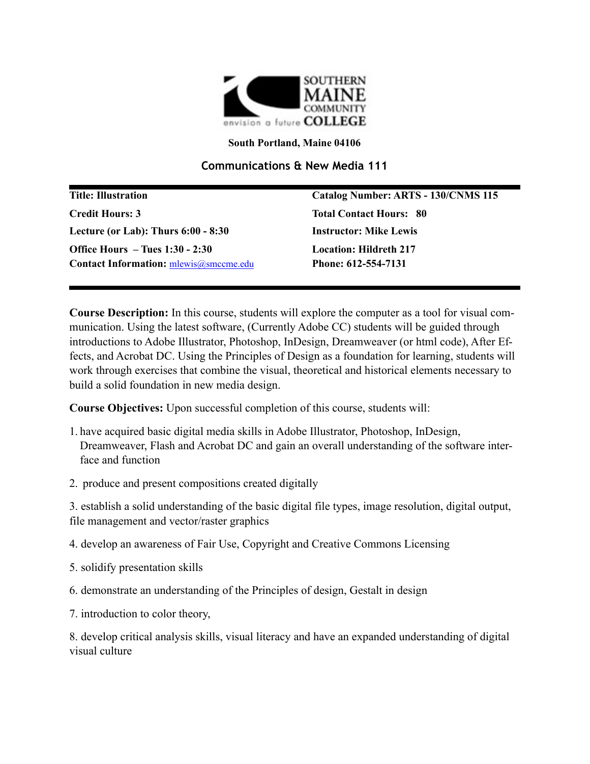**SOUTHERN MAINE COMMUNITY COLLEGE**

envision a future

**South Portland, Maine 04106**

## Communications & New Media 111

| | |
|---|---|
| **Title: Illustration** | **Catalog Number: ARTS - 130/CNMS 115** |
| **Credit Hours: 3** | **Total Contact Hours: 80** |
| **Lecture (or Lab): Thurs 6:00 - 8:30** | **Instructor: Mike Lewis** |
| **Office Hours – Tues 1:30 - 2:30** | **Location: Hildreth 217** |
| **Contact Information:** mlewis@smccme.edu | **Phone: 612-554-7131** |

**Course Description:** In this course, students will explore the computer as a tool for visual communication. Using the latest software, (Currently Adobe CC) students will be guided through introductions to Adobe Illustrator, Photoshop, InDesign, Dreamweaver (or html code), After Effects, and Acrobat DC. Using the Principles of Design as a foundation for learning, students will work through exercises that combine the visual, theoretical and historical elements necessary to build a solid foundation in new media design.

**Course Objectives:** Upon successful completion of this course, students will:

1. have acquired basic digital media skills in Adobe Illustrator, Photoshop, InDesign, Dreamweaver, Flash and Acrobat DC and gain an overall understanding of the software interface and function
2. produce and present compositions created digitally
3. establish a solid understanding of the basic digital file types, image resolution, digital output, file management and vector/raster graphics
4. develop an awareness of Fair Use, Copyright and Creative Commons Licensing
5. solidify presentation skills
6. demonstrate an understanding of the Principles of design, Gestalt in design
7. introduction to color theory,
8. develop critical analysis skills, visual literacy and have an expanded understanding of digital visual culture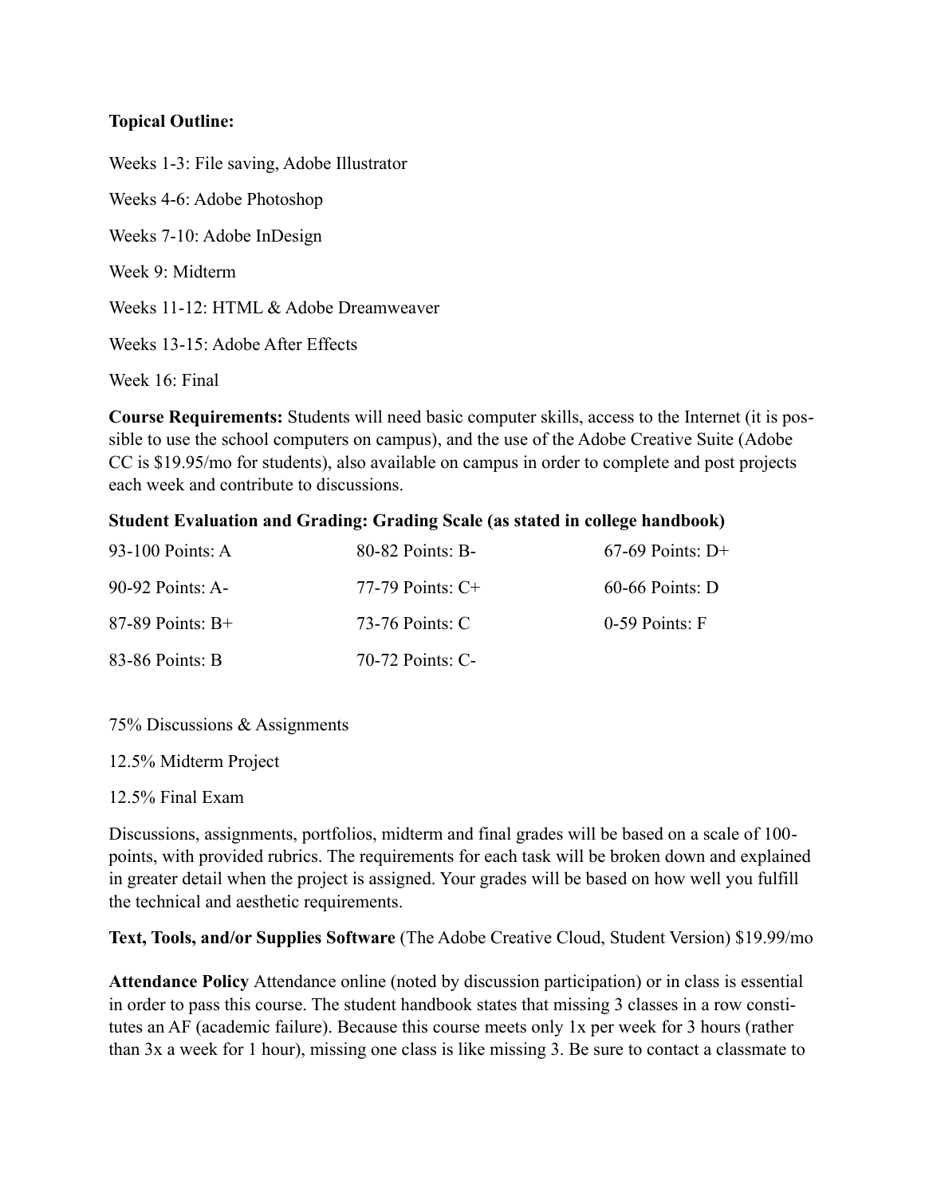**Topical Outline:**

Weeks 1-3: File saving, Adobe Illustrator

Weeks 4-6: Adobe Photoshop

Weeks 7-10: Adobe InDesign

Week 9: Midterm

Weeks 11-12: HTML & Adobe Dreamweaver

Weeks 13-15: Adobe After Effects

Week 16: Final

**Course Requirements:** Students will need basic computer skills, access to the Internet (it is possible to use the school computers on campus), and the use of the Adobe Creative Suite (Adobe CC is $19.95/mo for students), also available on campus in order to complete and post projects each week and contribute to discussions.

**Student Evaluation and Grading: Grading Scale (as stated in college handbook)**

| | | |
|---|---|---|
| 93-100 Points: A | 80-82 Points: B- | 67-69 Points: D+ |
| 90-92 Points: A- | 77-79 Points: C+ | 60-66 Points: D |
| 87-89 Points: B+ | 73-76 Points: C | 0-59 Points: F |
| 83-86 Points: B | 70-72 Points: C- | |

75% Discussions & Assignments

12.5% Midterm Project

12.5% Final Exam

Discussions, assignments, portfolios, midterm and final grades will be based on a scale of 100-points, with provided rubrics. The requirements for each task will be broken down and explained in greater detail when the project is assigned. Your grades will be based on how well you fulfill the technical and aesthetic requirements.

**Text, Tools, and/or Supplies Software** (The Adobe Creative Cloud, Student Version) $19.99/mo

**Attendance Policy** Attendance online (noted by discussion participation) or in class is essential in order to pass this course. The student handbook states that missing 3 classes in a row constitutes an AF (academic failure). Because this course meets only 1x per week for 3 hours (rather than 3x a week for 1 hour), missing one class is like missing 3. Be sure to contact a classmate to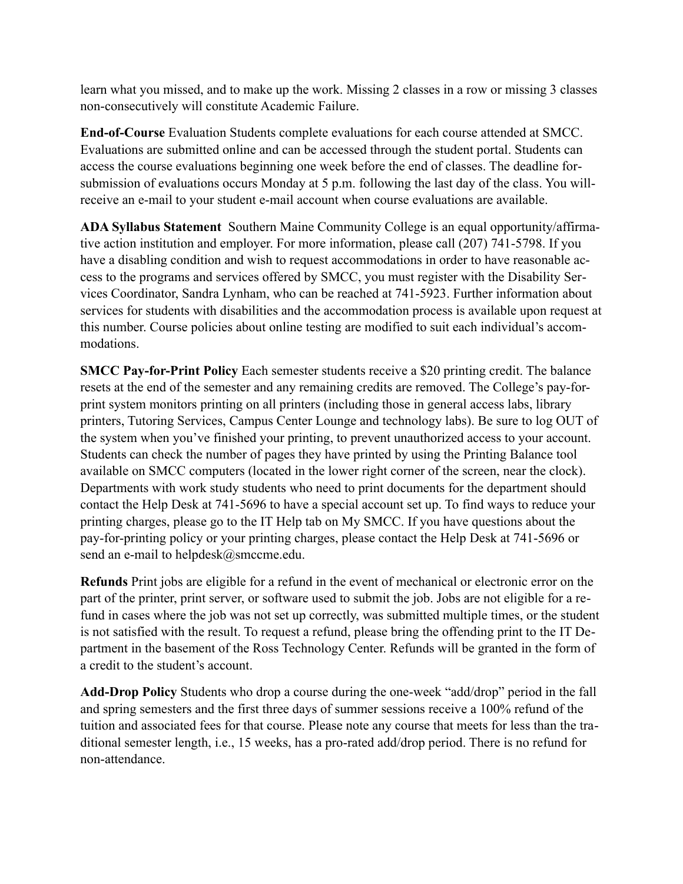learn what you missed, and to make up the work. Missing 2 classes in a row or missing 3 classes non-consecutively will constitute Academic Failure.

**End-of-Course** Evaluation Students complete evaluations for each course attended at SMCC. Evaluations are submitted online and can be accessed through the student portal. Students can access the course evaluations beginning one week before the end of classes. The deadline for-submission of evaluations occurs Monday at 5 p.m. following the last day of the class. You will-receive an e-mail to your student e-mail account when course evaluations are available.

**ADA Syllabus Statement** Southern Maine Community College is an equal opportunity/affirmative action institution and employer. For more information, please call (207) 741-5798. If you have a disabling condition and wish to request accommodations in order to have reasonable access to the programs and services offered by SMCC, you must register with the Disability Services Coordinator, Sandra Lynham, who can be reached at 741-5923. Further information about services for students with disabilities and the accommodation process is available upon request at this number. Course policies about online testing are modified to suit each individual's accommodations.

**SMCC Pay-for-Print Policy** Each semester students receive a $20 printing credit. The balance resets at the end of the semester and any remaining credits are removed. The College's pay-for-print system monitors printing on all printers (including those in general access labs, library printers, Tutoring Services, Campus Center Lounge and technology labs). Be sure to log OUT of the system when you've finished your printing, to prevent unauthorized access to your account. Students can check the number of pages they have printed by using the Printing Balance tool available on SMCC computers (located in the lower right corner of the screen, near the clock). Departments with work study students who need to print documents for the department should contact the Help Desk at 741-5696 to have a special account set up. To find ways to reduce your printing charges, please go to the IT Help tab on My SMCC. If you have questions about the pay-for-printing policy or your printing charges, please contact the Help Desk at 741-5696 or send an e-mail to helpdesk@smccme.edu.

**Refunds** Print jobs are eligible for a refund in the event of mechanical or electronic error on the part of the printer, print server, or software used to submit the job. Jobs are not eligible for a refund in cases where the job was not set up correctly, was submitted multiple times, or the student is not satisfied with the result. To request a refund, please bring the offending print to the IT Department in the basement of the Ross Technology Center. Refunds will be granted in the form of a credit to the student's account.

**Add-Drop Policy** Students who drop a course during the one-week "add/drop" period in the fall and spring semesters and the first three days of summer sessions receive a 100% refund of the tuition and associated fees for that course. Please note any course that meets for less than the traditional semester length, i.e., 15 weeks, has a pro-rated add/drop period. There is no refund for non-attendance.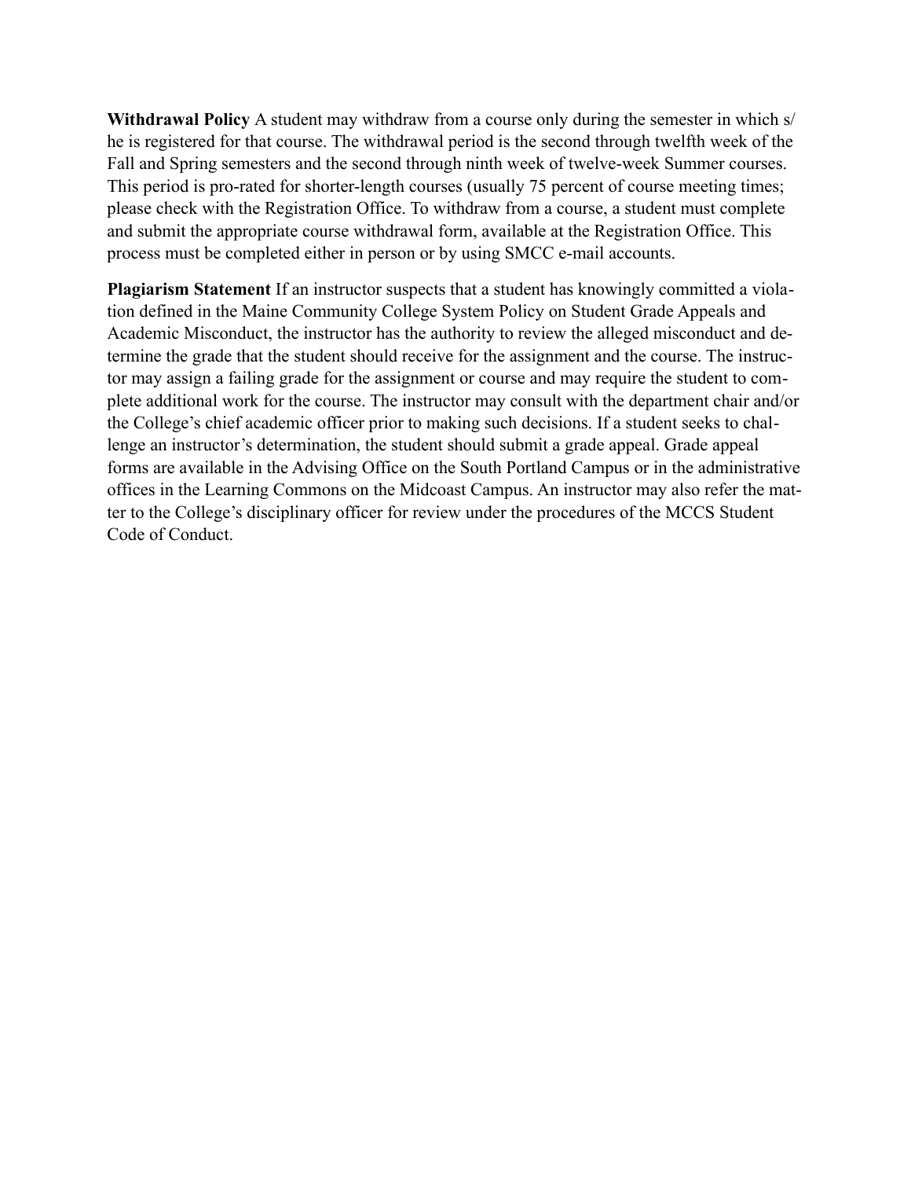**Withdrawal Policy** A student may withdraw from a course only during the semester in which s/he is registered for that course. The withdrawal period is the second through twelfth week of the Fall and Spring semesters and the second through ninth week of twelve-week Summer courses. This period is pro-rated for shorter-length courses (usually 75 percent of course meeting times; please check with the Registration Office. To withdraw from a course, a student must complete and submit the appropriate course withdrawal form, available at the Registration Office. This process must be completed either in person or by using SMCC e-mail accounts.

**Plagiarism Statement** If an instructor suspects that a student has knowingly committed a violation defined in the Maine Community College System Policy on Student Grade Appeals and Academic Misconduct, the instructor has the authority to review the alleged misconduct and determine the grade that the student should receive for the assignment and the course. The instructor may assign a failing grade for the assignment or course and may require the student to complete additional work for the course. The instructor may consult with the department chair and/or the College's chief academic officer prior to making such decisions. If a student seeks to challenge an instructor's determination, the student should submit a grade appeal. Grade appeal forms are available in the Advising Office on the South Portland Campus or in the administrative offices in the Learning Commons on the Midcoast Campus. An instructor may also refer the matter to the College's disciplinary officer for review under the procedures of the MCCS Student Code of Conduct.